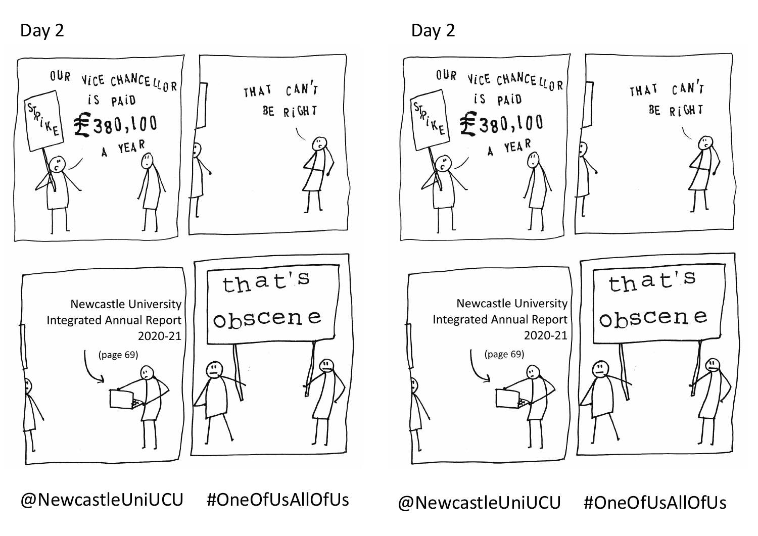Day 2

OUR VICE CHANCELLOR IS PAID £380,100 A YEAR

STRIKE

THAT CAN'T BE RIGHT

Newcastle University
Integrated Annual Report
2020-21

(page 69)

that's obscene

@NewcastleUniUCU #OneOfUsAllOfUs

Day 2

OUR VICE CHANCELLOR IS PAID £380,100 A YEAR

STRIKE

THAT CAN'T BE RIGHT

Newcastle University
Integrated Annual Report
2020-21

(page 69)

that's obscene

@NewcastleUniUCU #OneOfUsAllOfUs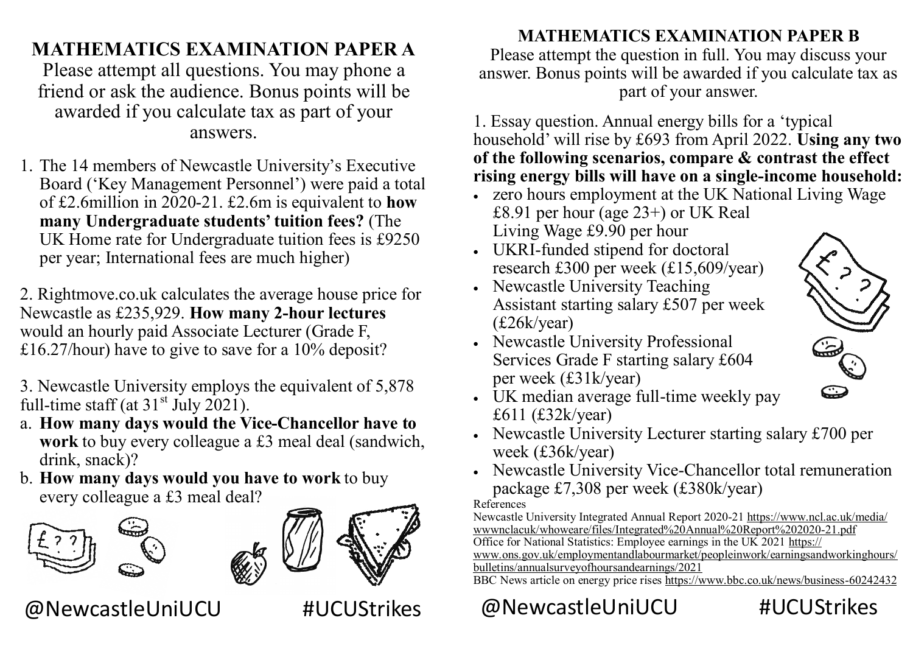## MATHEMATICS EXAMINATION PAPER A

Please attempt all questions. You may phone a friend or ask the audience. Bonus points will be awarded if you calculate tax as part of your answers.

1. The 14 members of Newcastle University's Executive Board ('Key Management Personnel') were paid a total of £2.6million in 2020-21. £2.6m is equivalent to **how many Undergraduate students' tuition fees?** (The UK Home rate for Undergraduate tuition fees is £9250 per year; International fees are much higher)

2. Rightmove.co.uk calculates the average house price for Newcastle as £235,929. **How many 2-hour lectures** would an hourly paid Associate Lecturer (Grade F, £16.27/hour) have to give to save for a 10% deposit?

3. Newcastle University employs the equivalent of 5,878 full-time staff (at 31st July 2021).
   a. **How many days would the Vice-Chancellor have to work** to buy every colleague a £3 meal deal (sandwich, drink, snack)?
   b. **How many days would you have to work** to buy every colleague a £3 meal deal?

@NewcastleUniUCU #UCUStrikes

## MATHEMATICS EXAMINATION PAPER B

Please attempt the question in full. You may discuss your answer. Bonus points will be awarded if you calculate tax as part of your answer.

1. Essay question. Annual energy bills for a 'typical household' will rise by £693 from April 2022. **Using any two of the following scenarios, compare & contrast the effect rising energy bills will have on a single-income household:**

- zero hours employment at the UK National Living Wage £8.91 per hour (age 23+) or UK Real Living Wage £9.90 per hour
- UKRI-funded stipend for doctoral research £300 per week (£15,609/year)
- Newcastle University Teaching Assistant starting salary £507 per week (£26k/year)
- Newcastle University Professional Services Grade F starting salary £604 per week (£31k/year)
- UK median average full-time weekly pay £611 (£32k/year)
- Newcastle University Lecturer starting salary £700 per week (£36k/year)
- Newcastle University Vice-Chancellor total remuneration package £7,308 per week (£380k/year)

References

Newcastle University Integrated Annual Report 2020-21 https://www.ncl.ac.uk/media/wwwnclacuk/whoweare/files/Integrated%20Annual%20Report%202020-21.pdf

Office for National Statistics: Employee earnings in the UK 2021 https://www.ons.gov.uk/employmentandlabourmarket/peopleinwork/earningsandworkinghours/bulletins/annualsurveyofhoursandearnings/2021

BBC News article on energy price rises https://www.bbc.co.uk/news/business-60242432

@NewcastleUniUCU #UCUStrikes